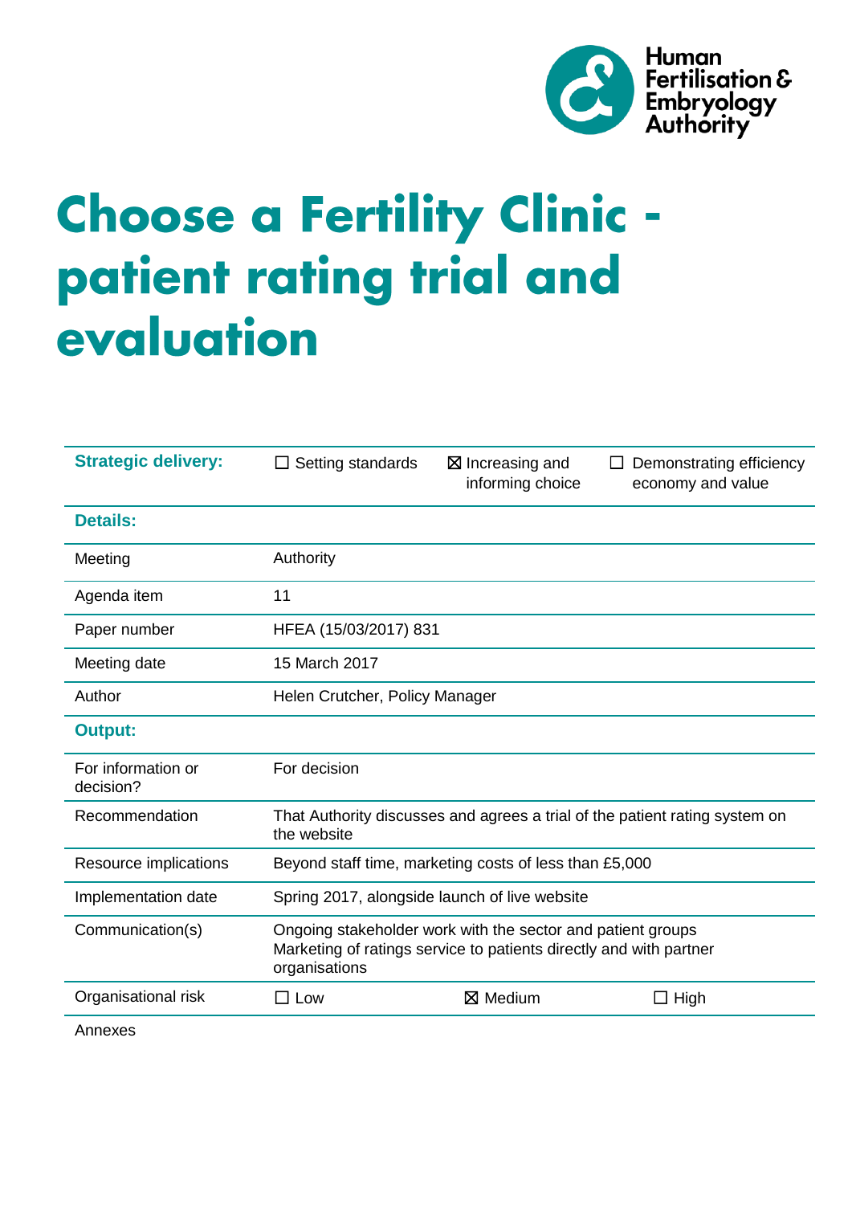Human Fertilisation & Embryology Authority

# Choose a Fertility Clinic - patient rating trial and evaluation

| **Strategic delivery:** | ☐ Setting standards | ☒ Increasing and informing choice | ☐ Demonstrating efficiency economy and value |
|---|---|---|---|
| **Details:** | | | |
| Meeting | Authority | | |
| Agenda item | 11 | | |
| Paper number | HFEA (15/03/2017) 831 | | |
| Meeting date | 15 March 2017 | | |
| Author | Helen Crutcher, Policy Manager | | |
| **Output:** | | | |
| For information or decision? | For decision | | |
| Recommendation | That Authority discusses and agrees a trial of the patient rating system on the website | | |
| Resource implications | Beyond staff time, marketing costs of less than £5,000 | | |
| Implementation date | Spring 2017, alongside launch of live website | | |
| Communication(s) | Ongoing stakeholder work with the sector and patient groups<br>Marketing of ratings service to patients directly and with partner organisations | | |
| Organisational risk | ☐ Low | ☒ Medium | ☐ High |
| Annexes | | | |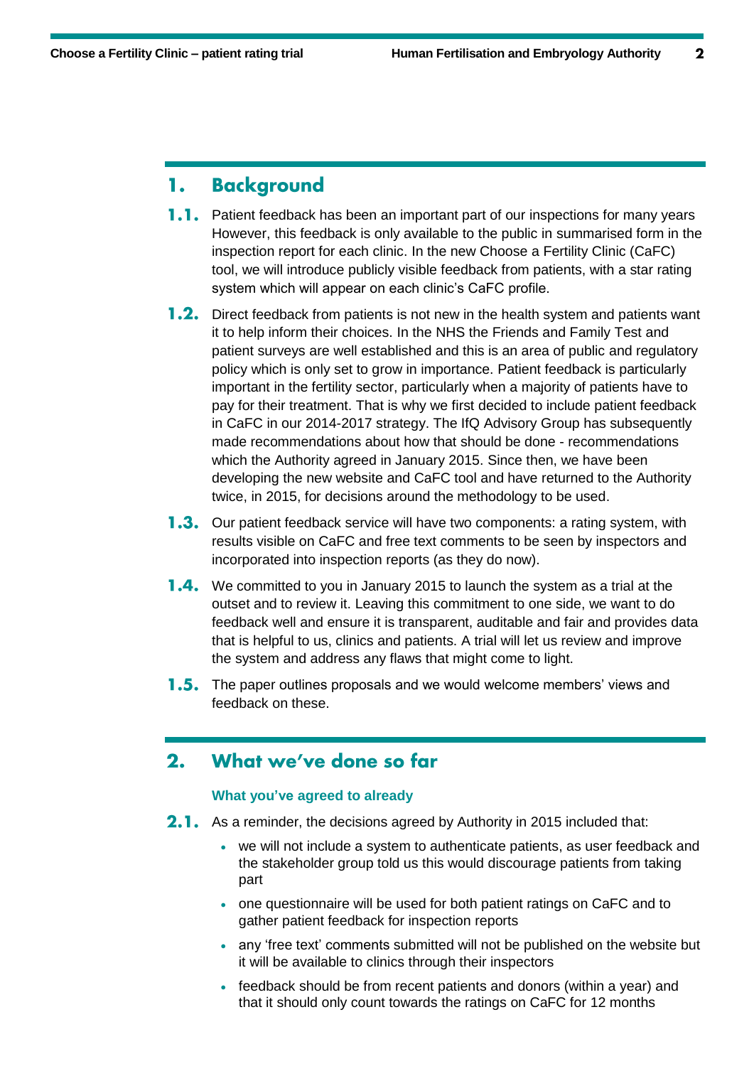## 1. Background

**1.1.** Patient feedback has been an important part of our inspections for many years However, this feedback is only available to the public in summarised form in the inspection report for each clinic. In the new Choose a Fertility Clinic (CaFC) tool, we will introduce publicly visible feedback from patients, with a star rating system which will appear on each clinic's CaFC profile.

**1.2.** Direct feedback from patients is not new in the health system and patients want it to help inform their choices. In the NHS the Friends and Family Test and patient surveys are well established and this is an area of public and regulatory policy which is only set to grow in importance. Patient feedback is particularly important in the fertility sector, particularly when a majority of patients have to pay for their treatment. That is why we first decided to include patient feedback in CaFC in our 2014-2017 strategy. The IfQ Advisory Group has subsequently made recommendations about how that should be done - recommendations which the Authority agreed in January 2015. Since then, we have been developing the new website and CaFC tool and have returned to the Authority twice, in 2015, for decisions around the methodology to be used.

**1.3.** Our patient feedback service will have two components: a rating system, with results visible on CaFC and free text comments to be seen by inspectors and incorporated into inspection reports (as they do now).

**1.4.** We committed to you in January 2015 to launch the system as a trial at the outset and to review it. Leaving this commitment to one side, we want to do feedback well and ensure it is transparent, auditable and fair and provides data that is helpful to us, clinics and patients. A trial will let us review and improve the system and address any flaws that might come to light.

**1.5.** The paper outlines proposals and we would welcome members' views and feedback on these.

## 2. What we've done so far

### What you've agreed to already

**2.1.** As a reminder, the decisions agreed by Authority in 2015 included that:

- we will not include a system to authenticate patients, as user feedback and the stakeholder group told us this would discourage patients from taking part
- one questionnaire will be used for both patient ratings on CaFC and to gather patient feedback for inspection reports
- any 'free text' comments submitted will not be published on the website but it will be available to clinics through their inspectors
- feedback should be from recent patients and donors (within a year) and that it should only count towards the ratings on CaFC for 12 months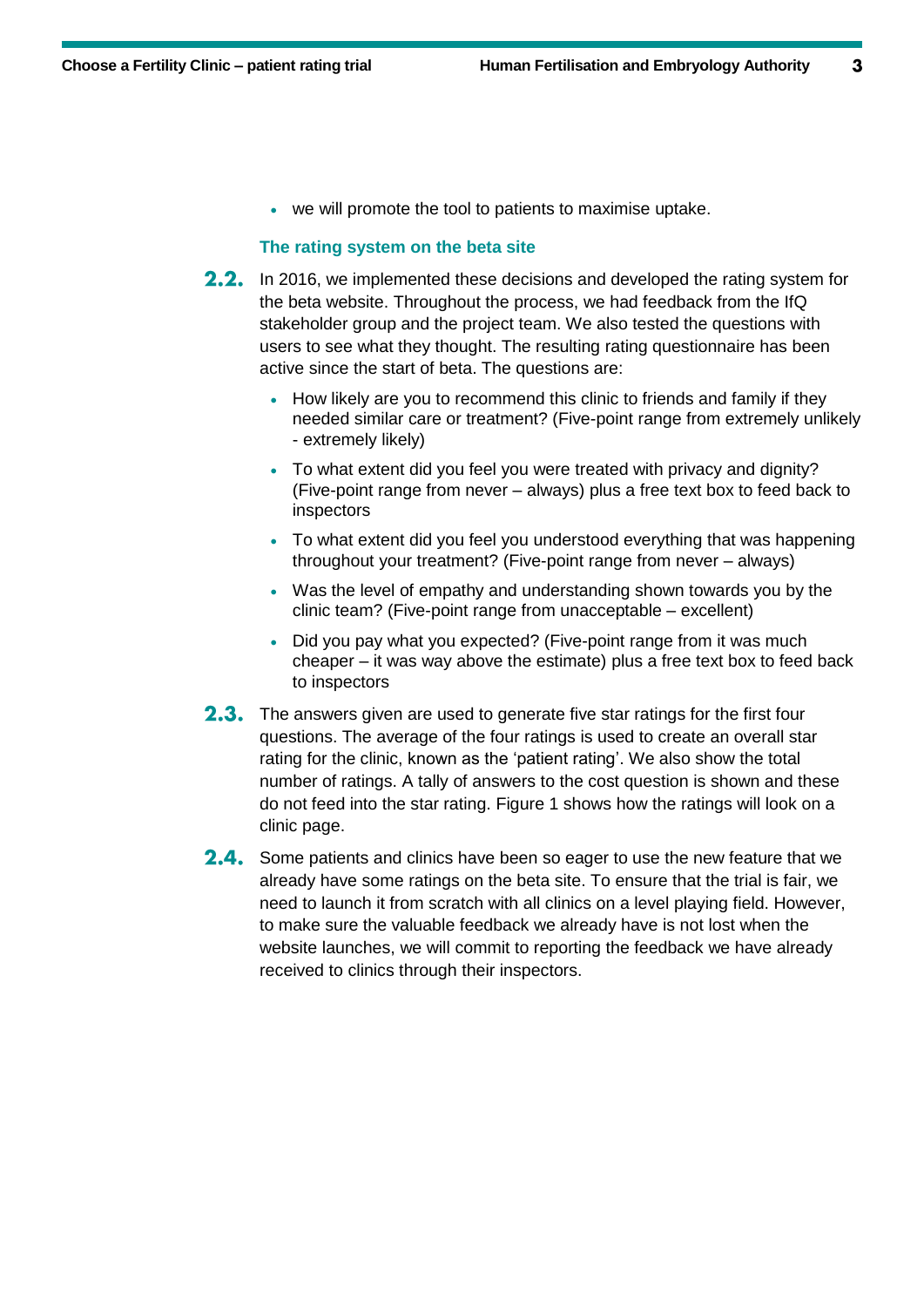- we will promote the tool to patients to maximise uptake.

### The rating system on the beta site

**2.2.** In 2016, we implemented these decisions and developed the rating system for the beta website. Throughout the process, we had feedback from the IfQ stakeholder group and the project team. We also tested the questions with users to see what they thought. The resulting rating questionnaire has been active since the start of beta. The questions are:

- How likely are you to recommend this clinic to friends and family if they needed similar care or treatment? (Five-point range from extremely unlikely - extremely likely)
- To what extent did you feel you were treated with privacy and dignity? (Five-point range from never – always) plus a free text box to feed back to inspectors
- To what extent did you feel you understood everything that was happening throughout your treatment? (Five-point range from never – always)
- Was the level of empathy and understanding shown towards you by the clinic team? (Five-point range from unacceptable – excellent)
- Did you pay what you expected? (Five-point range from it was much cheaper – it was way above the estimate) plus a free text box to feed back to inspectors

**2.3.** The answers given are used to generate five star ratings for the first four questions. The average of the four ratings is used to create an overall star rating for the clinic, known as the 'patient rating'. We also show the total number of ratings. A tally of answers to the cost question is shown and these do not feed into the star rating. Figure 1 shows how the ratings will look on a clinic page.

**2.4.** Some patients and clinics have been so eager to use the new feature that we already have some ratings on the beta site. To ensure that the trial is fair, we need to launch it from scratch with all clinics on a level playing field. However, to make sure the valuable feedback we already have is not lost when the website launches, we will commit to reporting the feedback we have already received to clinics through their inspectors.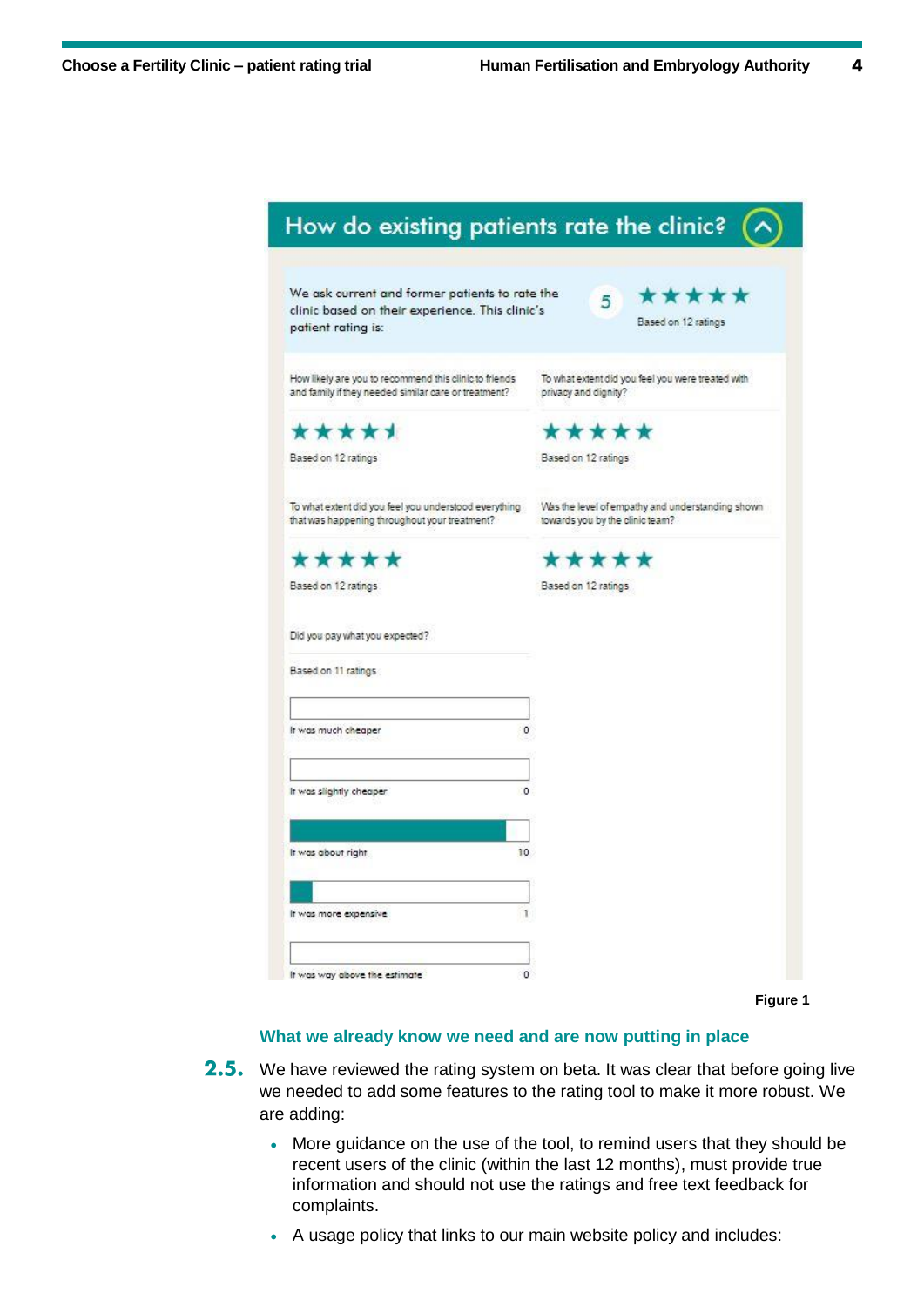## How do existing patients rate the clinic?

We ask current and former patients to rate the clinic based on their experience. This clinic's patient rating is:

5 ★★★★★
Based on 12 ratings

How likely are you to recommend this clinic to friends and family if they needed similar care or treatment?

★★★★½
Based on 12 ratings

To what extent did you feel you were treated with privacy and dignity?

★★★★★
Based on 12 ratings

To what extent did you feel you understood everything that was happening throughout your treatment?

★★★★★
Based on 12 ratings

Was the level of empathy and understanding shown towards you by the clinic team?

★★★★★
Based on 12 ratings

Did you pay what you expected?

Based on 11 ratings

| Response | Count |
|---|---|
| It was much cheaper | 0 |
| It was slightly cheaper | 0 |
| It was about right | 10 |
| It was more expensive | 1 |
| It was way above the estimate | 0 |

**Figure 1**

### What we already know we need and are now putting in place

**2.5.** We have reviewed the rating system on beta. It was clear that before going live we needed to add some features to the rating tool to make it more robust. We are adding:

- More guidance on the use of the tool, to remind users that they should be recent users of the clinic (within the last 12 months), must provide true information and should not use the ratings and free text feedback for complaints.
- A usage policy that links to our main website policy and includes: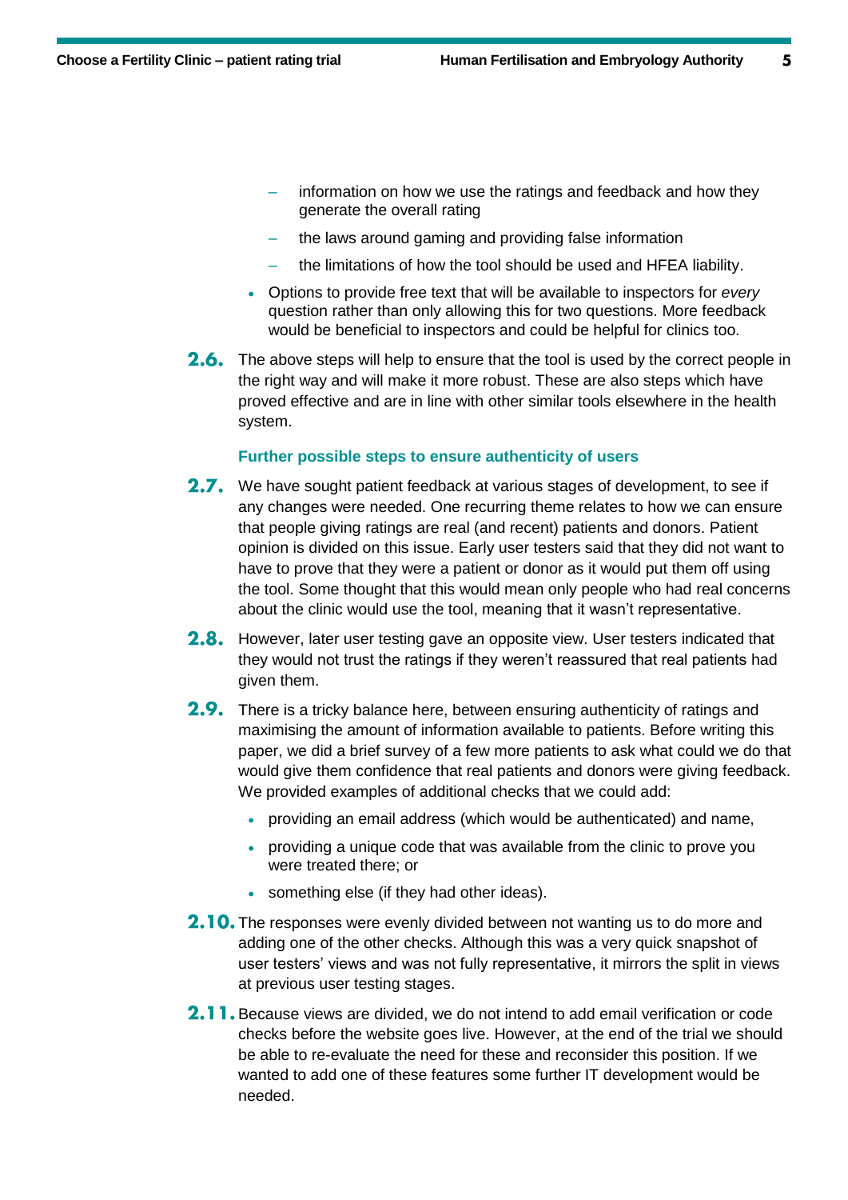- information on how we use the ratings and feedback and how they generate the overall rating
  - the laws around gaming and providing false information
  - the limitations of how the tool should be used and HFEA liability.
- Options to provide free text that will be available to inspectors for *every* question rather than only allowing this for two questions. More feedback would be beneficial to inspectors and could be helpful for clinics too.

**2.6.** The above steps will help to ensure that the tool is used by the correct people in the right way and will make it more robust. These are also steps which have proved effective and are in line with other similar tools elsewhere in the health system.

### Further possible steps to ensure authenticity of users

**2.7.** We have sought patient feedback at various stages of development, to see if any changes were needed. One recurring theme relates to how we can ensure that people giving ratings are real (and recent) patients and donors. Patient opinion is divided on this issue. Early user testers said that they did not want to have to prove that they were a patient or donor as it would put them off using the tool. Some thought that this would mean only people who had real concerns about the clinic would use the tool, meaning that it wasn't representative.

**2.8.** However, later user testing gave an opposite view. User testers indicated that they would not trust the ratings if they weren't reassured that real patients had given them.

**2.9.** There is a tricky balance here, between ensuring authenticity of ratings and maximising the amount of information available to patients. Before writing this paper, we did a brief survey of a few more patients to ask what could we do that would give them confidence that real patients and donors were giving feedback. We provided examples of additional checks that we could add:

- providing an email address (which would be authenticated) and name,
- providing a unique code that was available from the clinic to prove you were treated there; or
- something else (if they had other ideas).

**2.10.** The responses were evenly divided between not wanting us to do more and adding one of the other checks. Although this was a very quick snapshot of user testers' views and was not fully representative, it mirrors the split in views at previous user testing stages.

**2.11.** Because views are divided, we do not intend to add email verification or code checks before the website goes live. However, at the end of the trial we should be able to re-evaluate the need for these and reconsider this position. If we wanted to add one of these features some further IT development would be needed.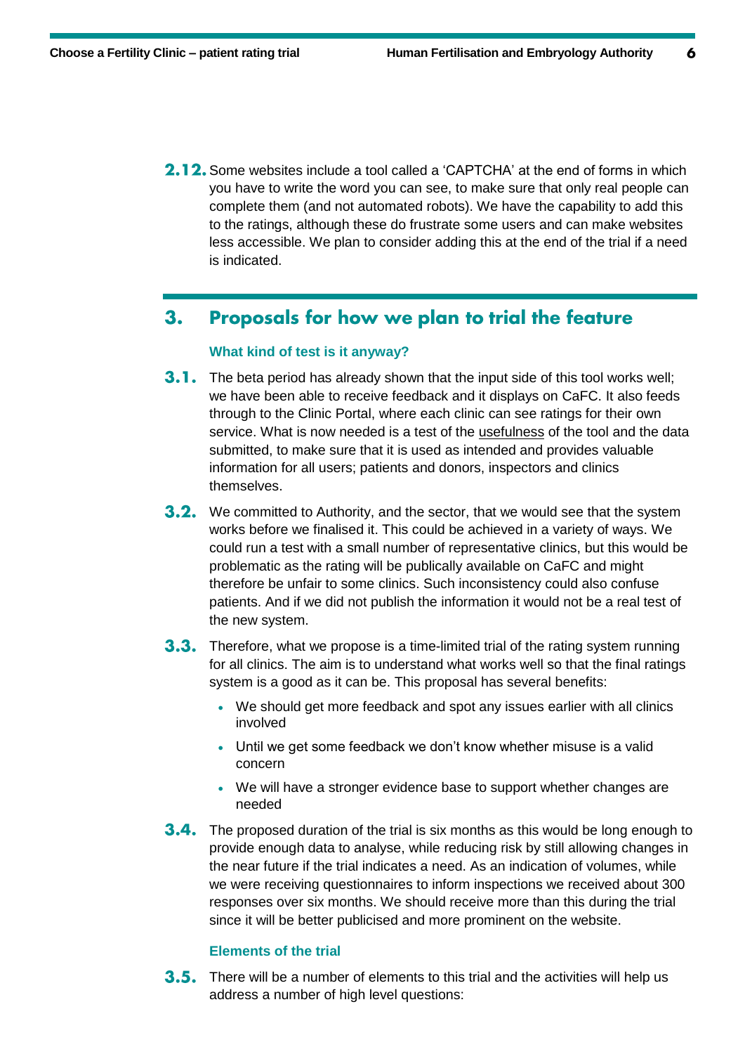**2.12.** Some websites include a tool called a 'CAPTCHA' at the end of forms in which you have to write the word you can see, to make sure that only real people can complete them (and not automated robots). We have the capability to add this to the ratings, although these do frustrate some users and can make websites less accessible. We plan to consider adding this at the end of the trial if a need is indicated.

## 3. Proposals for how we plan to trial the feature

### What kind of test is it anyway?

**3.1.** The beta period has already shown that the input side of this tool works well; we have been able to receive feedback and it displays on CaFC. It also feeds through to the Clinic Portal, where each clinic can see ratings for their own service. What is now needed is a test of the usefulness of the tool and the data submitted, to make sure that it is used as intended and provides valuable information for all users; patients and donors, inspectors and clinics themselves.

**3.2.** We committed to Authority, and the sector, that we would see that the system works before we finalised it. This could be achieved in a variety of ways. We could run a test with a small number of representative clinics, but this would be problematic as the rating will be publically available on CaFC and might therefore be unfair to some clinics. Such inconsistency could also confuse patients. And if we did not publish the information it would not be a real test of the new system.

**3.3.** Therefore, what we propose is a time-limited trial of the rating system running for all clinics. The aim is to understand what works well so that the final ratings system is a good as it can be. This proposal has several benefits:

- We should get more feedback and spot any issues earlier with all clinics involved
- Until we get some feedback we don't know whether misuse is a valid concern
- We will have a stronger evidence base to support whether changes are needed

**3.4.** The proposed duration of the trial is six months as this would be long enough to provide enough data to analyse, while reducing risk by still allowing changes in the near future if the trial indicates a need. As an indication of volumes, while we were receiving questionnaires to inform inspections we received about 300 responses over six months. We should receive more than this during the trial since it will be better publicised and more prominent on the website.

### Elements of the trial

**3.5.** There will be a number of elements to this trial and the activities will help us address a number of high level questions: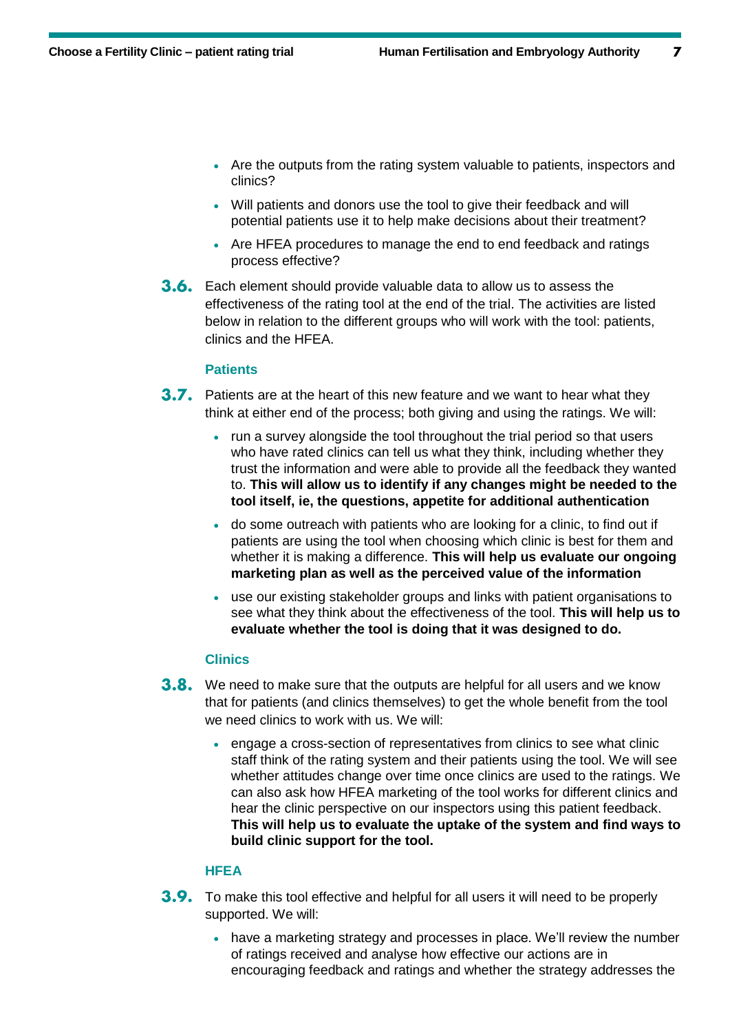- Are the outputs from the rating system valuable to patients, inspectors and clinics?
- Will patients and donors use the tool to give their feedback and will potential patients use it to help make decisions about their treatment?
- Are HFEA procedures to manage the end to end feedback and ratings process effective?

**3.6.** Each element should provide valuable data to allow us to assess the effectiveness of the rating tool at the end of the trial. The activities are listed below in relation to the different groups who will work with the tool: patients, clinics and the HFEA.

### Patients

**3.7.** Patients are at the heart of this new feature and we want to hear what they think at either end of the process; both giving and using the ratings. We will:

- run a survey alongside the tool throughout the trial period so that users who have rated clinics can tell us what they think, including whether they trust the information and were able to provide all the feedback they wanted to. **This will allow us to identify if any changes might be needed to the tool itself, ie, the questions, appetite for additional authentication**
- do some outreach with patients who are looking for a clinic, to find out if patients are using the tool when choosing which clinic is best for them and whether it is making a difference. **This will help us evaluate our ongoing marketing plan as well as the perceived value of the information**
- use our existing stakeholder groups and links with patient organisations to see what they think about the effectiveness of the tool. **This will help us to evaluate whether the tool is doing that it was designed to do.**

### Clinics

**3.8.** We need to make sure that the outputs are helpful for all users and we know that for patients (and clinics themselves) to get the whole benefit from the tool we need clinics to work with us. We will:

- engage a cross-section of representatives from clinics to see what clinic staff think of the rating system and their patients using the tool. We will see whether attitudes change over time once clinics are used to the ratings. We can also ask how HFEA marketing of the tool works for different clinics and hear the clinic perspective on our inspectors using this patient feedback. **This will help us to evaluate the uptake of the system and find ways to build clinic support for the tool.**

### HFEA

**3.9.** To make this tool effective and helpful for all users it will need to be properly supported. We will:

- have a marketing strategy and processes in place. We'll review the number of ratings received and analyse how effective our actions are in encouraging feedback and ratings and whether the strategy addresses the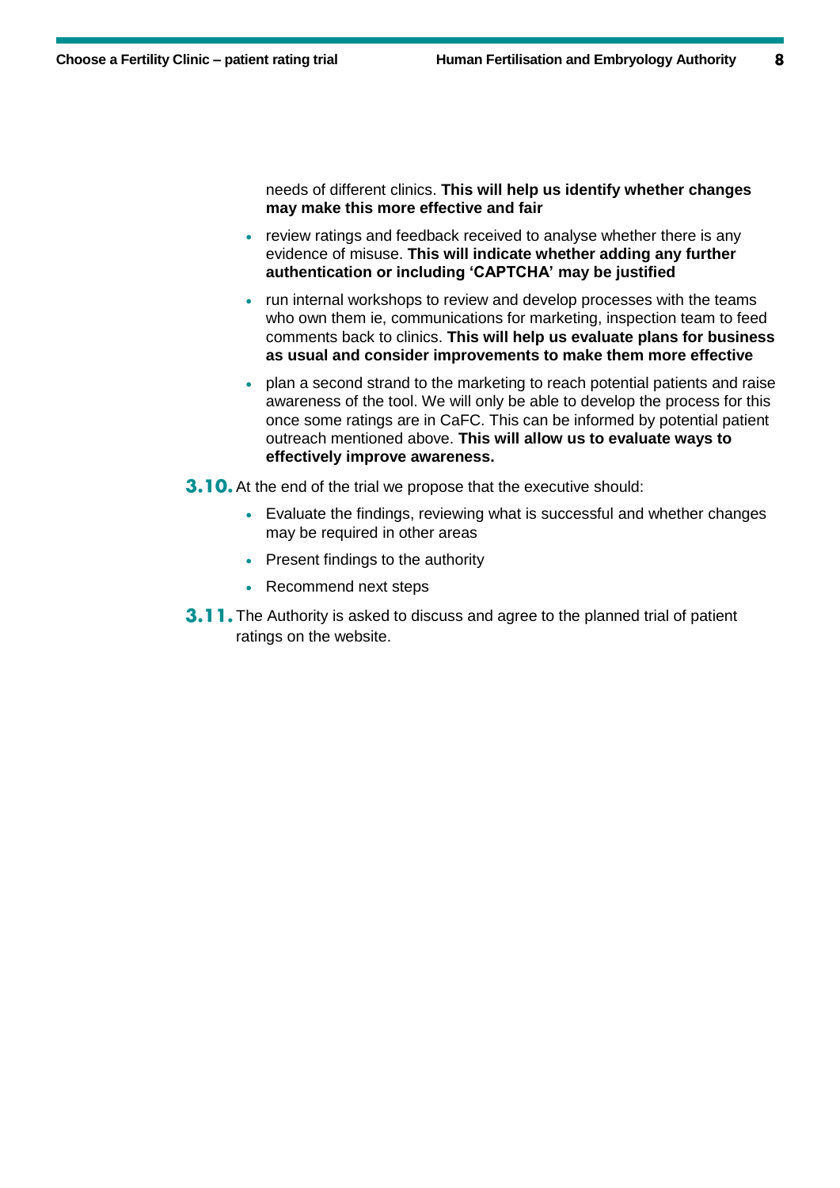needs of different clinics. **This will help us identify whether changes may make this more effective and fair**

- review ratings and feedback received to analyse whether there is any evidence of misuse. **This will indicate whether adding any further authentication or including 'CAPTCHA' may be justified**
- run internal workshops to review and develop processes with the teams who own them ie, communications for marketing, inspection team to feed comments back to clinics. **This will help us evaluate plans for business as usual and consider improvements to make them more effective**
- plan a second strand to the marketing to reach potential patients and raise awareness of the tool. We will only be able to develop the process for this once some ratings are in CaFC. This can be informed by potential patient outreach mentioned above. **This will allow us to evaluate ways to effectively improve awareness.**

**3.10.** At the end of the trial we propose that the executive should:

- Evaluate the findings, reviewing what is successful and whether changes may be required in other areas
- Present findings to the authority
- Recommend next steps

**3.11.** The Authority is asked to discuss and agree to the planned trial of patient ratings on the website.